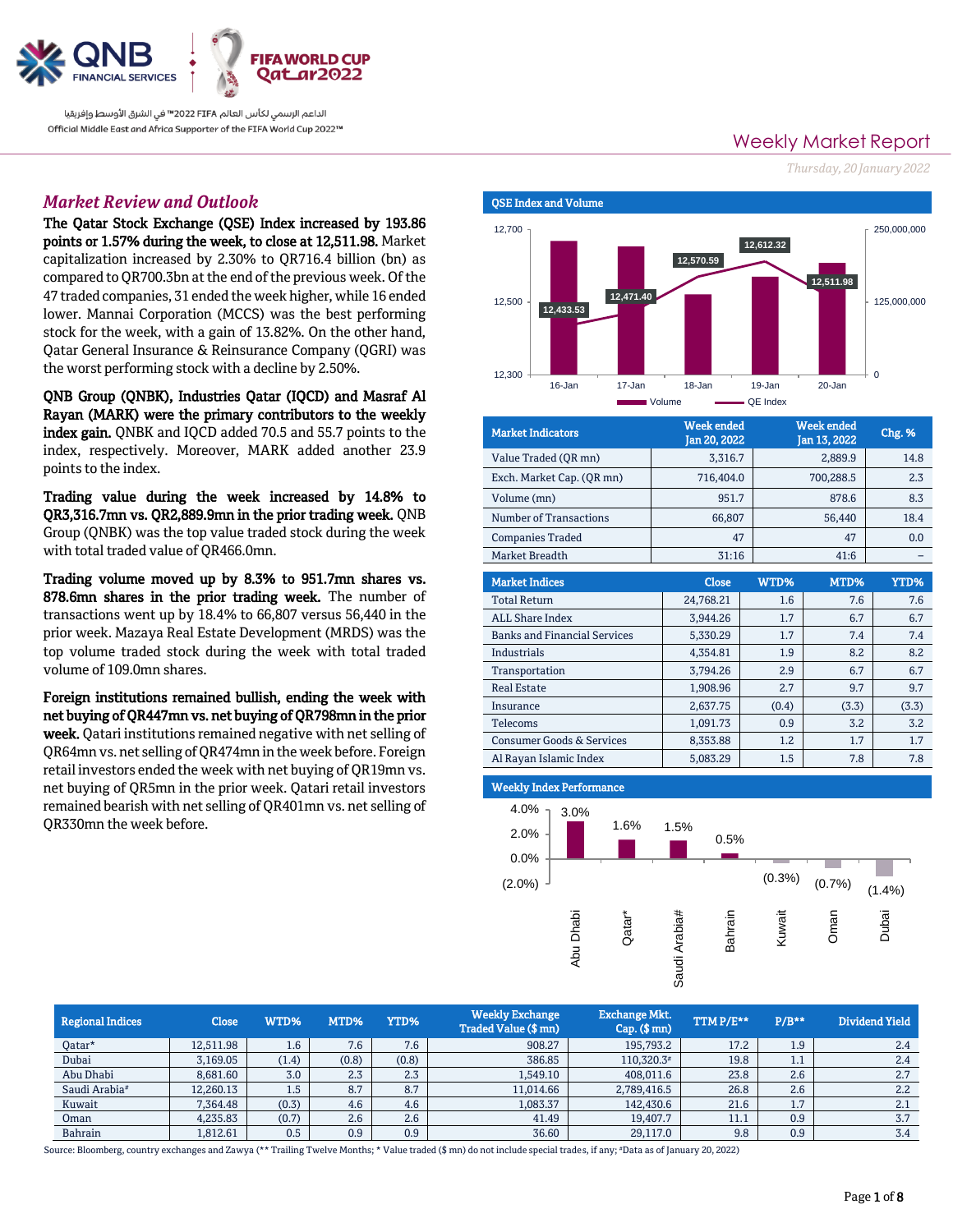QNB FINANCIAL SERVICES | FIFA WORLD CUP Qatar2022

الداعم الرسمي لكأس العالم FIFA 2022™ في الشرق الأوسط وإفريقيا
Official Middle East and Africa Supporter of the FIFA World Cup 2022™

# Weekly Market Report

*Thursday, 20 January 2022*

## Market Review and Outlook

**The Qatar Stock Exchange (QSE) Index increased by 193.86 points or 1.57% during the week, to close at 12,511.98.** Market capitalization increased by 2.30% to QR716.4 billion (bn) as compared to QR700.3bn at the end of the previous week. Of the 47 traded companies, 31 ended the week higher, while 16 ended lower. Mannai Corporation (MCCS) was the best performing stock for the week, with a gain of 13.82%. On the other hand, Qatar General Insurance & Reinsurance Company (QGRI) was the worst performing stock with a decline by 2.50%.

**QNB Group (QNBK), Industries Qatar (IQCD) and Masraf Al Rayan (MARK) were the primary contributors to the weekly index gain.** QNBK and IQCD added 70.5 and 55.7 points to the index, respectively. Moreover, MARK added another 23.9 points to the index.

**Trading value during the week increased by 14.8% to QR3,316.7mn vs. QR2,889.9mn in the prior trading week.** QNB Group (QNBK) was the top value traded stock during the week with total traded value of QR466.0mn.

**Trading volume moved up by 8.3% to 951.7mn shares vs. 878.6mn shares in the prior trading week.** The number of transactions went up by 18.4% to 66,807 versus 56,440 in the prior week. Mazaya Real Estate Development (MRDS) was the top volume traded stock during the week with total traded volume of 109.0mn shares.

**Foreign institutions remained bullish, ending the week with net buying of QR447mn vs. net buying of QR798mn in the prior week.** Qatari institutions remained negative with net selling of QR64mn vs. net selling of QR474mn in the week before. Foreign retail investors ended the week with net buying of QR19mn vs. net buying of QR5mn in the prior week. Qatari retail investors remained bearish with net selling of QR401mn vs. net selling of QR330mn the week before.

### QSE Index and Volume

| Date | QE Index |
|---|---|
| 16-Jan | 12,433.53 |
| 17-Jan | 12,471.40 |
| 18-Jan | 12,570.59 |
| 19-Jan | 12,612.32 |
| 20-Jan | 12,511.98 |

| Market Indicators | Week ended Jan 20, 2022 | Week ended Jan 13, 2022 | Chg. % |
|---|---|---|---|
| Value Traded (QR mn) | 3,316.7 | 2,889.9 | 14.8 |
| Exch. Market Cap. (QR mn) | 716,404.0 | 700,288.5 | 2.3 |
| Volume (mn) | 951.7 | 878.6 | 8.3 |
| Number of Transactions | 66,807 | 56,440 | 18.4 |
| Companies Traded | 47 | 47 | 0.0 |
| Market Breadth | 31:16 | 41:6 | – |

| Market Indices | Close | WTD% | MTD% | YTD% |
|---|---|---|---|---|
| Total Return | 24,768.21 | 1.6 | 7.6 | 7.6 |
| ALL Share Index | 3,944.26 | 1.7 | 6.7 | 6.7 |
| Banks and Financial Services | 5,330.29 | 1.7 | 7.4 | 7.4 |
| Industrials | 4,354.81 | 1.9 | 8.2 | 8.2 |
| Transportation | 3,794.26 | 2.9 | 6.7 | 6.7 |
| Real Estate | 1,908.96 | 2.7 | 9.7 | 9.7 |
| Insurance | 2,637.75 | (0.4) | (3.3) | (3.3) |
| Telecoms | 1,091.73 | 0.9 | 3.2 | 3.2 |
| Consumer Goods & Services | 8,353.88 | 1.2 | 1.7 | 1.7 |
| Al Rayan Islamic Index | 5,083.29 | 1.5 | 7.8 | 7.8 |

### Weekly Index Performance

| Market | Change |
|---|---|
| Abu Dhabi | 3.0% |
| Qatar* | 1.6% |
| Saudi Arabia# | 1.5% |
| Bahrain | 0.5% |
| Kuwait | (0.3%) |
| Oman | (0.7%) |
| Dubai | (1.4%) |

| Regional Indices | Close | WTD% | MTD% | YTD% | Weekly Exchange Traded Value ($ mn) | Exchange Mkt. Cap. ($ mn) | TTM P/E** | P/B** | Dividend Yield |
|---|---|---|---|---|---|---|---|---|---|
| Qatar* | 12,511.98 | 1.6 | 7.6 | 7.6 | 908.27 | 195,793.2 | 17.2 | 1.9 | 2.4 |
| Dubai | 3,169.05 | (1.4) | (0.8) | (0.8) | 386.85 | 110,320.3# | 19.8 | 1.1 | 2.4 |
| Abu Dhabi | 8,681.60 | 3.0 | 2.3 | 2.3 | 1,549.10 | 408,011.6 | 23.8 | 2.6 | 2.7 |
| Saudi Arabia# | 12,260.13 | 1.5 | 8.7 | 8.7 | 11,014.66 | 2,789,416.5 | 26.8 | 2.6 | 2.2 |
| Kuwait | 7,364.48 | (0.3) | 4.6 | 4.6 | 1,083.37 | 142,430.6 | 21.6 | 1.7 | 2.1 |
| Oman | 4,235.83 | (0.7) | 2.6 | 2.6 | 41.49 | 19,407.7 | 11.1 | 0.9 | 3.7 |
| Bahrain | 1,812.61 | 0.5 | 0.9 | 0.9 | 36.60 | 29,117.0 | 9.8 | 0.9 | 3.4 |

Source: Bloomberg, country exchanges and Zawya (** Trailing Twelve Months; * Value traded ($ mn) do not include special trades, if any; #Data as of January 20, 2022)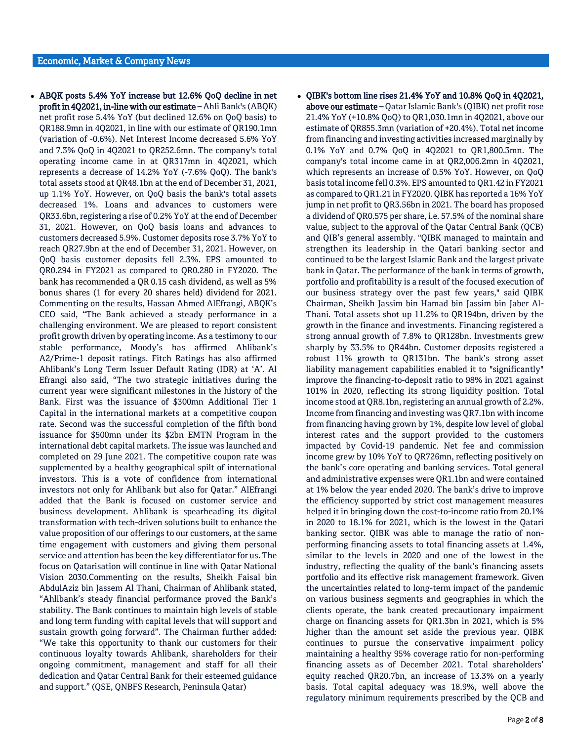## Economic, Market & Company News

- **ABQK posts 5.4% YoY increase but 12.6% QoQ decline in net profit in 4Q2021, in-line with our estimate –** Ahli Bank's (ABQK) net profit rose 5.4% YoY (but declined 12.6% on QoQ basis) to QR188.9mn in 4Q2021, in line with our estimate of QR190.1mn (variation of -0.6%). Net Interest Income decreased 5.6% YoY and 7.3% QoQ in 4Q2021 to QR252.6mn. The company's total operating income came in at QR317mn in 4Q2021, which represents a decrease of 14.2% YoY (-7.6% QoQ). The bank's total assets stood at QR48.1bn at the end of December 31, 2021, up 1.1% YoY. However, on QoQ basis the bank's total assets decreased 1%. Loans and advances to customers were QR33.6bn, registering a rise of 0.2% YoY at the end of December 31, 2021. However, on QoQ basis loans and advances to customers decreased 5.9%. Customer deposits rose 3.7% YoY to reach QR27.9bn at the end of December 31, 2021. However, on QoQ basis customer deposits fell 2.3%. EPS amounted to QR0.294 in FY2021 as compared to QR0.280 in FY2020. The bank has recommended a QR 0.15 cash dividend, as well as 5% bonus shares (1 for every 20 shares held) dividend for 2021. Commenting on the results, Hassan Ahmed AlEfrangi, ABQK's CEO said, "The Bank achieved a steady performance in a challenging environment. We are pleased to report consistent profit growth driven by operating income. As a testimony to our stable performance, Moody's has affirmed Ahlibank's A2/Prime-1 deposit ratings. Fitch Ratings has also affirmed Ahlibank's Long Term Issuer Default Rating (IDR) at 'A'. Al Efrangi also said, "The two strategic initiatives during the current year were significant milestones in the history of the Bank. First was the issuance of $300mn Additional Tier 1 Capital in the international markets at a competitive coupon rate. Second was the successful completion of the fifth bond issuance for $500mn under its $2bn EMTN Program in the international debt capital markets. The issue was launched and completed on 29 June 2021. The competitive coupon rate was supplemented by a healthy geographical spilt of international investors. This is a vote of confidence from international investors not only for Ahlibank but also for Qatar." AlEfrangi added that the Bank is focused on customer service and business development. Ahlibank is spearheading its digital transformation with tech-driven solutions built to enhance the value proposition of our offerings to our customers, at the same time engagement with customers and giving them personal service and attention has been the key differentiator for us. The focus on Qatarisation will continue in line with Qatar National Vision 2030.Commenting on the results, Sheikh Faisal bin AbdulAziz bin Jassem Al Thani, Chairman of Ahlibank stated, "Ahlibank's steady financial performance proved the Bank's stability. The Bank continues to maintain high levels of stable and long term funding with capital levels that will support and sustain growth going forward". The Chairman further added: "We take this opportunity to thank our customers for their continuous loyalty towards Ahlibank, shareholders for their ongoing commitment, management and staff for all their dedication and Qatar Central Bank for their esteemed guidance and support." (QSE, QNBFS Research, Peninsula Qatar)

- **QIBK's bottom line rises 21.4% YoY and 10.8% QoQ in 4Q2021, above our estimate –** Qatar Islamic Bank's (QIBK) net profit rose 21.4% YoY (+10.8% QoQ) to QR1,030.1mn in 4Q2021, above our estimate of QR855.3mn (variation of +20.4%). Total net income from financing and investing activities increased marginally by 0.1% YoY and 0.7% QoQ in 4Q2021 to QR1,800.3mn. The company's total income came in at QR2,006.2mn in 4Q2021, which represents an increase of 0.5% YoY. However, on QoQ basis total income fell 0.3%. EPS amounted to QR1.42 in FY2021 as compared to QR1.21 in FY2020. QIBK has reported a 16% YoY jump in net profit to QR3.56bn in 2021. The board has proposed a dividend of QR0.575 per share, i.e. 57.5% of the nominal share value, subject to the approval of the Qatar Central Bank (QCB) and QIB's general assembly. "QIBK managed to maintain and strengthen its leadership in the Qatari banking sector and continued to be the largest Islamic Bank and the largest private bank in Qatar. The performance of the bank in terms of growth, portfolio and profitability is a result of the focused execution of our business strategy over the past few years," said QIBK Chairman, Sheikh Jassim bin Hamad bin Jassim bin Jaber Al-Thani. Total assets shot up 11.2% to QR194bn, driven by the growth in the finance and investments. Financing registered a strong annual growth of 7.8% to QR128bn. Investments grew sharply by 33.5% to QR44bn. Customer deposits registered a robust 11% growth to QR131bn. The bank's strong asset liability management capabilities enabled it to "significantly" improve the financing-to-deposit ratio to 98% in 2021 against 101% in 2020, reflecting its strong liquidity position. Total income stood at QR8.1bn, registering an annual growth of 2.2%. Income from financing and investing was QR7.1bn with income from financing having grown by 1%, despite low level of global interest rates and the support provided to the customers impacted by Covid-19 pandemic. Net fee and commission income grew by 10% YoY to QR726mn, reflecting positively on the bank's core operating and banking services. Total general and administrative expenses were QR1.1bn and were contained at 1% below the year ended 2020. The bank's drive to improve the efficiency supported by strict cost management measures helped it in bringing down the cost-to-income ratio from 20.1% in 2020 to 18.1% for 2021, which is the lowest in the Qatari banking sector. QIBK was able to manage the ratio of non-performing financing assets to total financing assets at 1.4%, similar to the levels in 2020 and one of the lowest in the industry, reflecting the quality of the bank's financing assets portfolio and its effective risk management framework. Given the uncertainties related to long-term impact of the pandemic on various business segments and geographies in which the clients operate, the bank created precautionary impairment charge on financing assets for QR1.3bn in 2021, which is 5% higher than the amount set aside the previous year. QIBK continues to pursue the conservative impairment policy maintaining a healthy 95% coverage ratio for non-performing financing assets as of December 2021. Total shareholders' equity reached QR20.7bn, an increase of 13.3% on a yearly basis. Total capital adequacy was 18.9%, well above the regulatory minimum requirements prescribed by the QCB and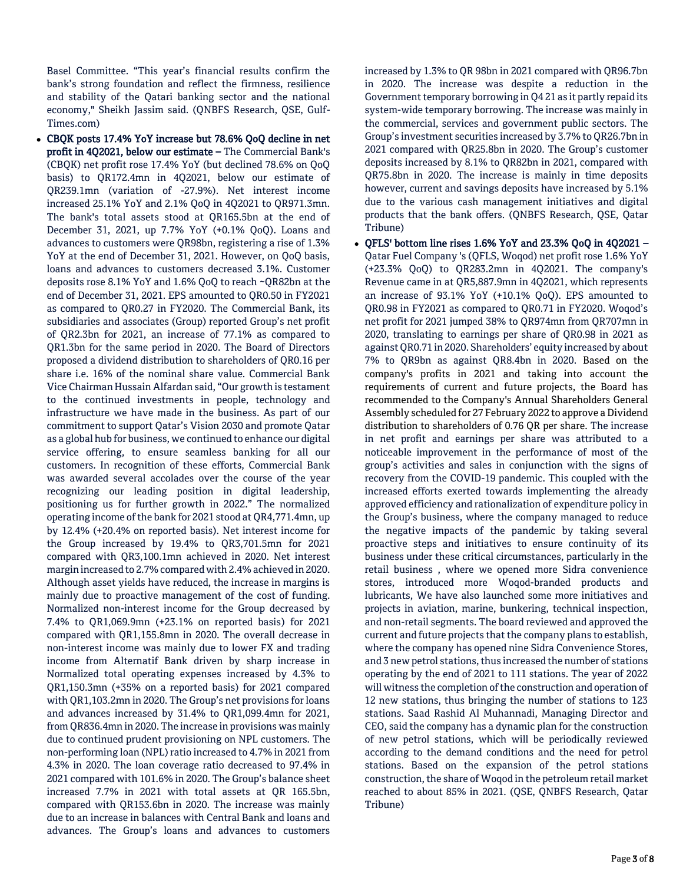Basel Committee. "This year's financial results confirm the bank's strong foundation and reflect the firmness, resilience and stability of the Qatari banking sector and the national economy," Sheikh Jassim said. (QNBFS Research, QSE, Gulf-Times.com)

- **CBQK posts 17.4% YoY increase but 78.6% QoQ decline in net profit in 4Q2021, below our estimate –** The Commercial Bank's (CBQK) net profit rose 17.4% YoY (but declined 78.6% on QoQ basis) to QR172.4mn in 4Q2021, below our estimate of QR239.1mn (variation of -27.9%). Net interest income increased 25.1% YoY and 2.1% QoQ in 4Q2021 to QR971.3mn. The bank's total assets stood at QR165.5bn at the end of December 31, 2021, up 7.7% YoY (+0.1% QoQ). Loans and advances to customers were QR98bn, registering a rise of 1.3% YoY at the end of December 31, 2021. However, on QoQ basis, loans and advances to customers decreased 3.1%. Customer deposits rose 8.1% YoY and 1.6% QoQ to reach ~QR82bn at the end of December 31, 2021. EPS amounted to QR0.50 in FY2021 as compared to QR0.27 in FY2020. The Commercial Bank, its subsidiaries and associates (Group) reported Group's net profit of QR2.3bn for 2021, an increase of 77.1% as compared to QR1.3bn for the same period in 2020. The Board of Directors proposed a dividend distribution to shareholders of QR0.16 per share i.e. 16% of the nominal share value. Commercial Bank Vice Chairman Hussain Alfardan said, "Our growth is testament to the continued investments in people, technology and infrastructure we have made in the business. As part of our commitment to support Qatar's Vision 2030 and promote Qatar as a global hub for business, we continued to enhance our digital service offering, to ensure seamless banking for all our customers. In recognition of these efforts, Commercial Bank was awarded several accolades over the course of the year recognizing our leading position in digital leadership, positioning us for further growth in 2022." The normalized operating income of the bank for 2021 stood at QR4,771.4mn, up by 12.4% (+20.4% on reported basis). Net interest income for the Group increased by 19.4% to QR3,701.5mn for 2021 compared with QR3,100.1mn achieved in 2020. Net interest margin increased to 2.7% compared with 2.4% achieved in 2020. Although asset yields have reduced, the increase in margins is mainly due to proactive management of the cost of funding. Normalized non-interest income for the Group decreased by 7.4% to QR1,069.9mn (+23.1% on reported basis) for 2021 compared with QR1,155.8mn in 2020. The overall decrease in non-interest income was mainly due to lower FX and trading income from Alternatif Bank driven by sharp increase in Normalized total operating expenses increased by 4.3% to QR1,150.3mn (+35% on a reported basis) for 2021 compared with QR1,103.2mn in 2020. The Group's net provisions for loans and advances increased by 31.4% to QR1,099.4mn for 2021, from QR836.4mn in 2020. The increase in provisions was mainly due to continued prudent provisioning on NPL customers. The non-performing loan (NPL) ratio increased to 4.7% in 2021 from 4.3% in 2020. The loan coverage ratio decreased to 97.4% in 2021 compared with 101.6% in 2020. The Group's balance sheet increased 7.7% in 2021 with total assets at QR 165.5bn, compared with QR153.6bn in 2020. The increase was mainly due to an increase in balances with Central Bank and loans and advances. The Group's loans and advances to customers increased by 1.3% to QR 98bn in 2021 compared with QR96.7bn in 2020. The increase was despite a reduction in the Government temporary borrowing in Q4 21 as it partly repaid its system-wide temporary borrowing. The increase was mainly in the commercial, services and government public sectors. The Group's investment securities increased by 3.7% to QR26.7bn in 2021 compared with QR25.8bn in 2020. The Group's customer deposits increased by 8.1% to QR82bn in 2021, compared with QR75.8bn in 2020. The increase is mainly in time deposits however, current and savings deposits have increased by 5.1% due to the various cash management initiatives and digital products that the bank offers. (QNBFS Research, QSE, Qatar Tribune)
- **QFLS' bottom line rises 1.6% YoY and 23.3% QoQ in 4Q2021 –** Qatar Fuel Company 's (QFLS, Woqod) net profit rose 1.6% YoY (+23.3% QoQ) to QR283.2mn in 4Q2021. The company's Revenue came in at QR5,887.9mn in 4Q2021, which represents an increase of 93.1% YoY (+10.1% QoQ). EPS amounted to QR0.98 in FY2021 as compared to QR0.71 in FY2020. Woqod's net profit for 2021 jumped 38% to QR974mn from QR707mn in 2020, translating to earnings per share of QR0.98 in 2021 as against QR0.71 in 2020. Shareholders' equity increased by about 7% to QR9bn as against QR8.4bn in 2020. Based on the company's profits in 2021 and taking into account the requirements of current and future projects, the Board has recommended to the Company's Annual Shareholders General Assembly scheduled for 27 February 2022 to approve a Dividend distribution to shareholders of 0.76 QR per share. The increase in net profit and earnings per share was attributed to a noticeable improvement in the performance of most of the group's activities and sales in conjunction with the signs of recovery from the COVID-19 pandemic. This coupled with the increased efforts exerted towards implementing the already approved efficiency and rationalization of expenditure policy in the Group's business, where the company managed to reduce the negative impacts of the pandemic by taking several proactive steps and initiatives to ensure continuity of its business under these critical circumstances, particularly in the retail business , where we opened more Sidra convenience stores, introduced more Woqod-branded products and lubricants, We have also launched some more initiatives and projects in aviation, marine, bunkering, technical inspection, and non-retail segments. The board reviewed and approved the current and future projects that the company plans to establish, where the company has opened nine Sidra Convenience Stores, and 3 new petrol stations, thus increased the number of stations operating by the end of 2021 to 111 stations. The year of 2022 will witness the completion of the construction and operation of 12 new stations, thus bringing the number of stations to 123 stations. Saad Rashid Al Muhannadi, Managing Director and CEO, said the company has a dynamic plan for the construction of new petrol stations, which will be periodically reviewed according to the demand conditions and the need for petrol stations. Based on the expansion of the petrol stations construction, the share of Woqod in the petroleum retail market reached to about 85% in 2021. (QSE, QNBFS Research, Qatar Tribune)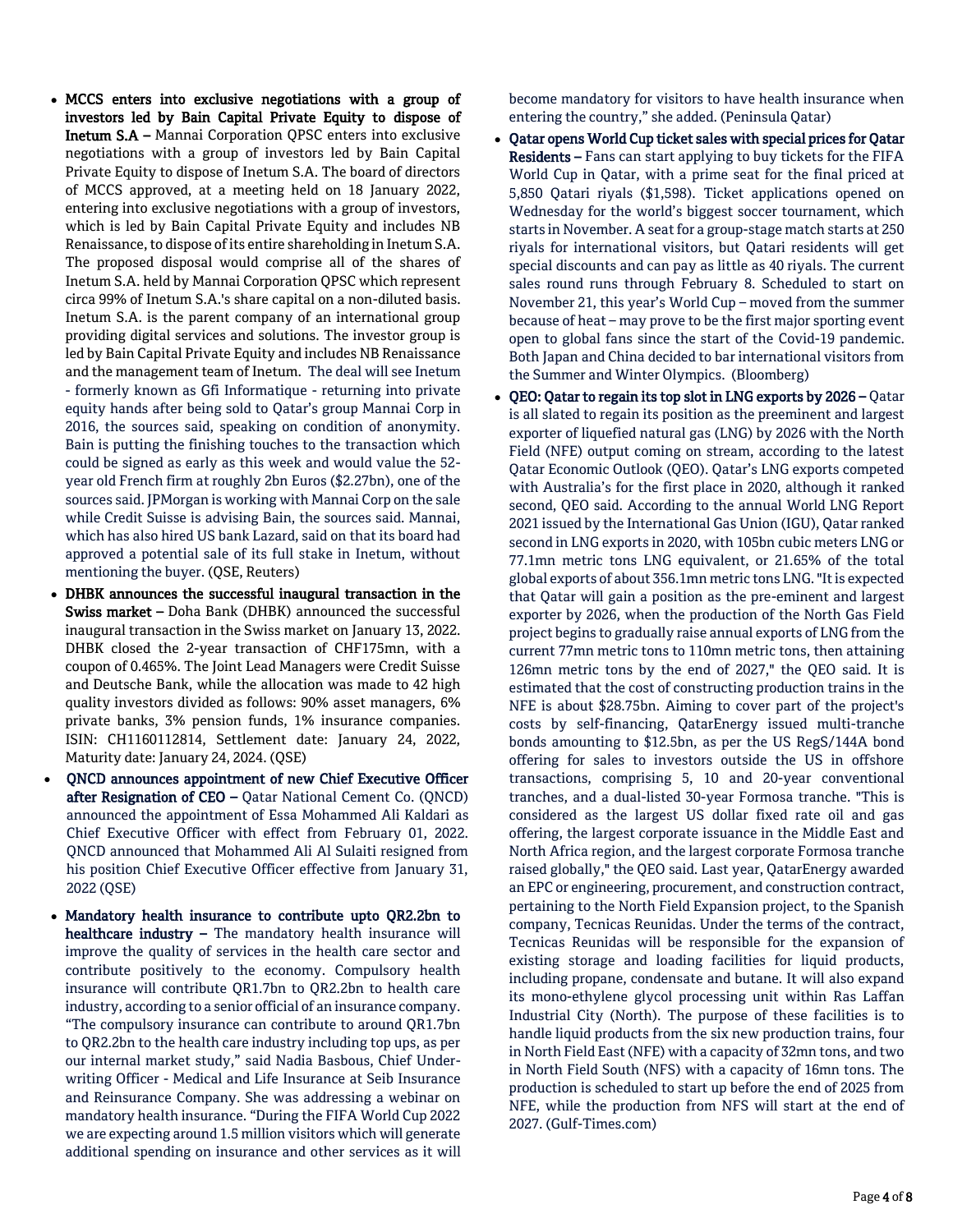- **MCCS enters into exclusive negotiations with a group of investors led by Bain Capital Private Equity to dispose of Inetum S.A –** Mannai Corporation QPSC enters into exclusive negotiations with a group of investors led by Bain Capital Private Equity to dispose of Inetum S.A. The board of directors of MCCS approved, at a meeting held on 18 January 2022, entering into exclusive negotiations with a group of investors, which is led by Bain Capital Private Equity and includes NB Renaissance, to dispose of its entire shareholding in Inetum S.A. The proposed disposal would comprise all of the shares of Inetum S.A. held by Mannai Corporation QPSC which represent circa 99% of Inetum S.A.'s share capital on a non-diluted basis. Inetum S.A. is the parent company of an international group providing digital services and solutions. The investor group is led by Bain Capital Private Equity and includes NB Renaissance and the management team of Inetum. The deal will see Inetum - formerly known as Gfi Informatique - returning into private equity hands after being sold to Qatar's group Mannai Corp in 2016, the sources said, speaking on condition of anonymity. Bain is putting the finishing touches to the transaction which could be signed as early as this week and would value the 52-year old French firm at roughly 2bn Euros ($2.27bn), one of the sources said. JPMorgan is working with Mannai Corp on the sale while Credit Suisse is advising Bain, the sources said. Mannai, which has also hired US bank Lazard, said on that its board had approved a potential sale of its full stake in Inetum, without mentioning the buyer. (QSE, Reuters)
- **DHBK announces the successful inaugural transaction in the Swiss market –** Doha Bank (DHBK) announced the successful inaugural transaction in the Swiss market on January 13, 2022. DHBK closed the 2-year transaction of CHF175mn, with a coupon of 0.465%. The Joint Lead Managers were Credit Suisse and Deutsche Bank, while the allocation was made to 42 high quality investors divided as follows: 90% asset managers, 6% private banks, 3% pension funds, 1% insurance companies. ISIN: CH1160112814, Settlement date: January 24, 2022, Maturity date: January 24, 2024. (QSE)
- **QNCD announces appointment of new Chief Executive Officer after Resignation of CEO –** Qatar National Cement Co. (QNCD) announced the appointment of Essa Mohammed Ali Kaldari as Chief Executive Officer with effect from February 01, 2022. QNCD announced that Mohammed Ali Al Sulaiti resigned from his position Chief Executive Officer effective from January 31, 2022 (QSE)
- **Mandatory health insurance to contribute upto QR2.2bn to healthcare industry –** The mandatory health insurance will improve the quality of services in the health care sector and contribute positively to the economy. Compulsory health insurance will contribute QR1.7bn to QR2.2bn to health care industry, according to a senior official of an insurance company. "The compulsory insurance can contribute to around QR1.7bn to QR2.2bn to the health care industry including top ups, as per our internal market study," said Nadia Basbous, Chief Underwriting Officer - Medical and Life Insurance at Seib Insurance and Reinsurance Company. She was addressing a webinar on mandatory health insurance. "During the FIFA World Cup 2022 we are expecting around 1.5 million visitors which will generate additional spending on insurance and other services as it will become mandatory for visitors to have health insurance when entering the country," she added. (Peninsula Qatar)
- **Qatar opens World Cup ticket sales with special prices for Qatar Residents –** Fans can start applying to buy tickets for the FIFA World Cup in Qatar, with a prime seat for the final priced at 5,850 Qatari riyals ($1,598). Ticket applications opened on Wednesday for the world's biggest soccer tournament, which starts in November. A seat for a group-stage match starts at 250 riyals for international visitors, but Qatari residents will get special discounts and can pay as little as 40 riyals. The current sales round runs through February 8. Scheduled to start on November 21, this year's World Cup – moved from the summer because of heat – may prove to be the first major sporting event open to global fans since the start of the Covid-19 pandemic. Both Japan and China decided to bar international visitors from the Summer and Winter Olympics. (Bloomberg)
- **QEO: Qatar to regain its top slot in LNG exports by 2026 –** Qatar is all slated to regain its position as the preeminent and largest exporter of liquefied natural gas (LNG) by 2026 with the North Field (NFE) output coming on stream, according to the latest Qatar Economic Outlook (QEO). Qatar's LNG exports competed with Australia's for the first place in 2020, although it ranked second, QEO said. According to the annual World LNG Report 2021 issued by the International Gas Union (IGU), Qatar ranked second in LNG exports in 2020, with 105bn cubic meters LNG or 77.1mn metric tons LNG equivalent, or 21.65% of the total global exports of about 356.1mn metric tons LNG. "It is expected that Qatar will gain a position as the pre-eminent and largest exporter by 2026, when the production of the North Gas Field project begins to gradually raise annual exports of LNG from the current 77mn metric tons to 110mn metric tons, then attaining 126mn metric tons by the end of 2027," the QEO said. It is estimated that the cost of constructing production trains in the NFE is about $28.75bn. Aiming to cover part of the project's costs by self-financing, QatarEnergy issued multi-tranche bonds amounting to $12.5bn, as per the US RegS/144A bond offering for sales to investors outside the US in offshore transactions, comprising 5, 10 and 20-year conventional tranches, and a dual-listed 30-year Formosa tranche. "This is considered as the largest US dollar fixed rate oil and gas offering, the largest corporate issuance in the Middle East and North Africa region, and the largest corporate Formosa tranche raised globally," the QEO said. Last year, QatarEnergy awarded an EPC or engineering, procurement, and construction contract, pertaining to the North Field Expansion project, to the Spanish company, Tecnicas Reunidas. Under the terms of the contract, Tecnicas Reunidas will be responsible for the expansion of existing storage and loading facilities for liquid products, including propane, condensate and butane. It will also expand its mono-ethylene glycol processing unit within Ras Laffan Industrial City (North). The purpose of these facilities is to handle liquid products from the six new production trains, four in North Field East (NFE) with a capacity of 32mn tons, and two in North Field South (NFS) with a capacity of 16mn tons. The production is scheduled to start up before the end of 2025 from NFE, while the production from NFS will start at the end of 2027. (Gulf-Times.com)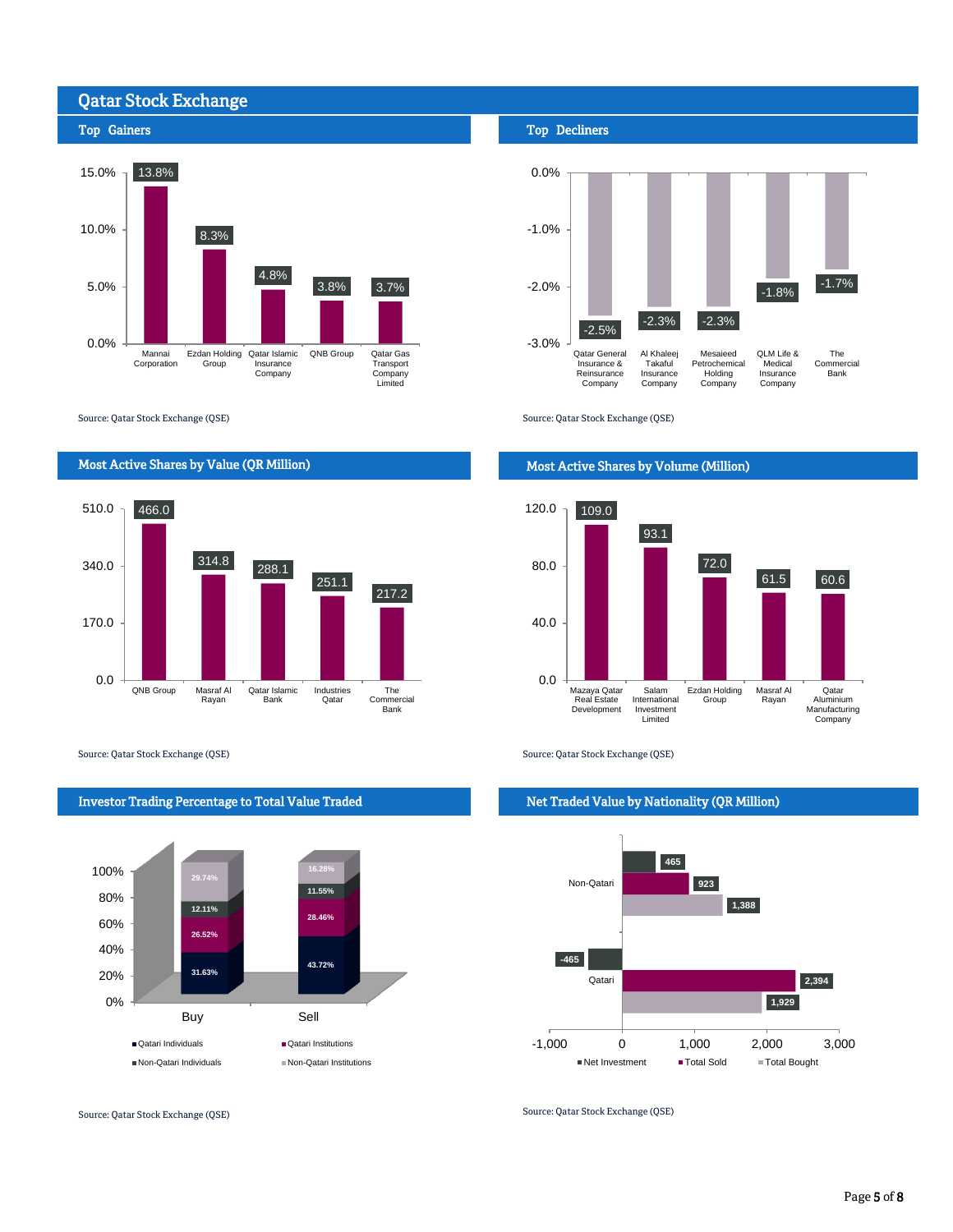# Qatar Stock Exchange

## Top Gainers

| Company | Change |
|---|---|
| Mannai Corporation | 13.8% |
| Ezdan Holding Group | 8.3% |
| Qatar Islamic Insurance Company | 4.8% |
| QNB Group | 3.8% |
| Qatar Gas Transport Company Limited | 3.7% |

Source: Qatar Stock Exchange (QSE)

## Top Decliners

| Company | Change |
|---|---|
| Qatar General Insurance & Reinsurance Company | -2.5% |
| Al Khaleej Takaful Insurance Company | -2.3% |
| Mesaieed Petrochemical Holding Company | -2.3% |
| QLM Life & Medical Insurance Company | -1.8% |
| The Commercial Bank | -1.7% |

Source: Qatar Stock Exchange (QSE)

## Most Active Shares by Value (QR Million)

| Company | Value |
|---|---|
| QNB Group | 466.0 |
| Masraf Al Rayan | 314.8 |
| Qatar Islamic Bank | 288.1 |
| Industries Qatar | 251.1 |
| The Commercial Bank | 217.2 |

Source: Qatar Stock Exchange (QSE)

## Most Active Shares by Volume (Million)

| Company | Volume |
|---|---|
| Mazaya Qatar Real Estate Development | 109.0 |
| Salam International Investment Limited | 93.1 |
| Ezdan Holding Group | 72.0 |
| Masraf Al Rayan | 61.5 |
| Qatar Aluminium Manufacturing Company | 60.6 |

Source: Qatar Stock Exchange (QSE)

## Investor Trading Percentage to Total Value Traded

| | Buy | Sell |
|---|---|---|
| Qatari Individuals | 31.63% | 43.72% |
| Qatari Institutions | 26.52% | 28.46% |
| Non-Qatari Individuals | 12.11% | 11.55% |
| Non-Qatari Institutions | 29.74% | 16.28% |

Source: Qatar Stock Exchange (QSE)

## Net Traded Value by Nationality (QR Million)

| | Net Investment | Total Sold | Total Bought |
|---|---|---|---|
| Non-Qatari | 465 | 923 | 1,388 |
| Qatari | -465 | 2,394 | 1,929 |

Source: Qatar Stock Exchange (QSE)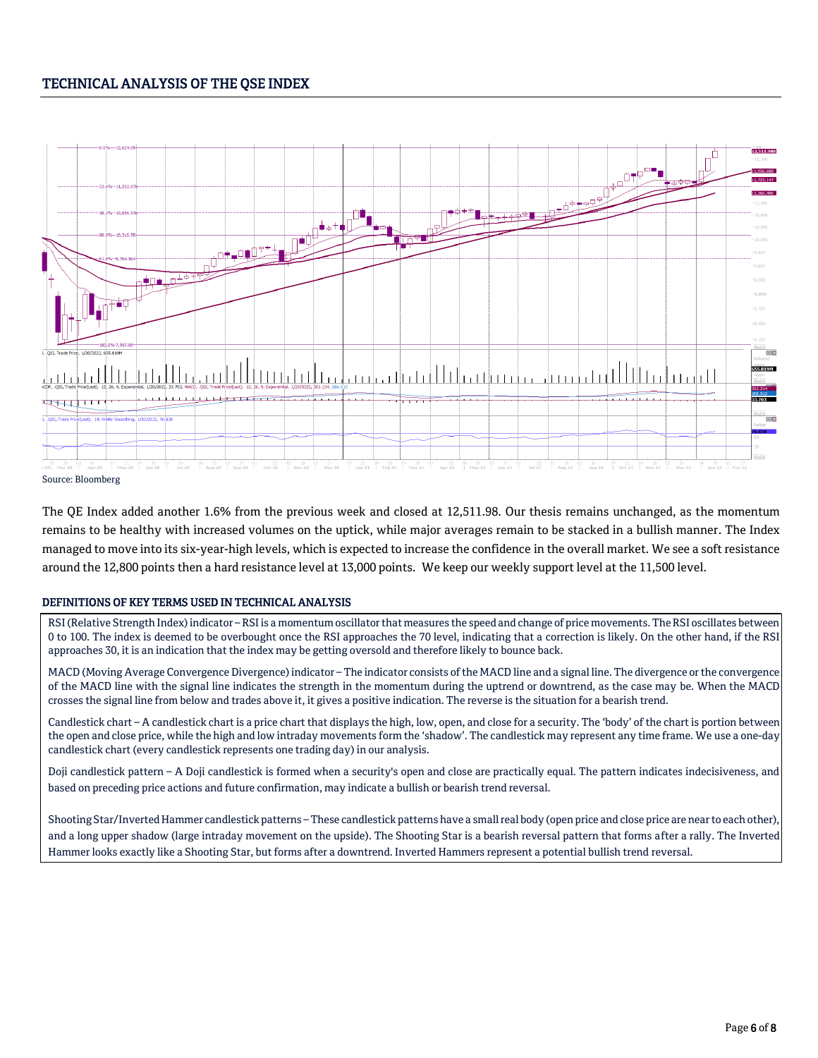## TECHNICAL ANALYSIS OF THE QSE INDEX

Source: Bloomberg

The QE Index added another 1.6% from the previous week and closed at 12,511.98. Our thesis remains unchanged, as the momentum remains to be healthy with increased volumes on the uptick, while major averages remain to be stacked in a bullish manner. The Index managed to move into its six-year-high levels, which is expected to increase the confidence in the overall market. We see a soft resistance around the 12,800 points then a hard resistance level at 13,000 points. We keep our weekly support level at the 11,500 level.

### DEFINITIONS OF KEY TERMS USED IN TECHNICAL ANALYSIS

RSI (Relative Strength Index) indicator – RSI is a momentum oscillator that measures the speed and change of price movements. The RSI oscillates between 0 to 100. The index is deemed to be overbought once the RSI approaches the 70 level, indicating that a correction is likely. On the other hand, if the RSI approaches 30, it is an indication that the index may be getting oversold and therefore likely to bounce back.

MACD (Moving Average Convergence Divergence) indicator – The indicator consists of the MACD line and a signal line. The divergence or the convergence of the MACD line with the signal line indicates the strength in the momentum during the uptrend or downtrend, as the case may be. When the MACD crosses the signal line from below and trades above it, it gives a positive indication. The reverse is the situation for a bearish trend.

Candlestick chart – A candlestick chart is a price chart that displays the high, low, open, and close for a security. The 'body' of the chart is portion between the open and close price, while the high and low intraday movements form the 'shadow'. The candlestick may represent any time frame. We use a one-day candlestick chart (every candlestick represents one trading day) in our analysis.

Doji candlestick pattern – A Doji candlestick is formed when a security's open and close are practically equal. The pattern indicates indecisiveness, and based on preceding price actions and future confirmation, may indicate a bullish or bearish trend reversal.

Shooting Star/Inverted Hammer candlestick patterns – These candlestick patterns have a small real body (open price and close price are near to each other), and a long upper shadow (large intraday movement on the upside). The Shooting Star is a bearish reversal pattern that forms after a rally. The Inverted Hammer looks exactly like a Shooting Star, but forms after a downtrend. Inverted Hammers represent a potential bullish trend reversal.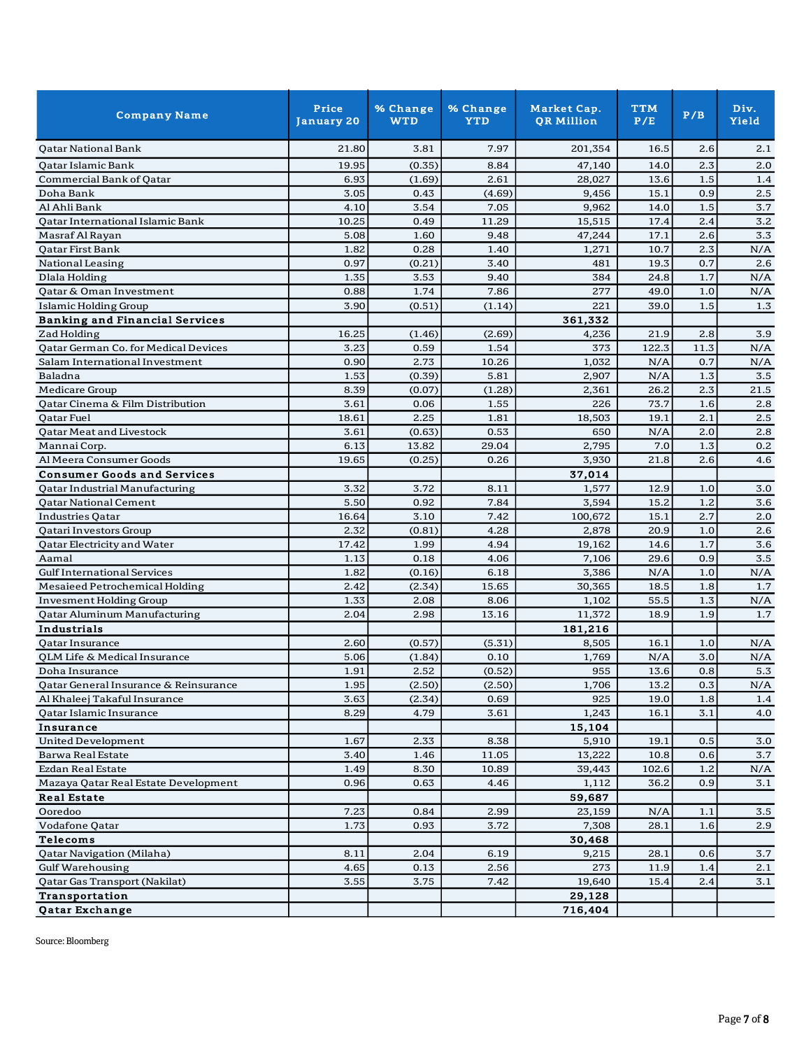| Company Name | Price January 20 | % Change WTD | % Change YTD | Market Cap. QR Million | TTM P/E | P/B | Div. Yield |
|---|---|---|---|---|---|---|---|
| Qatar National Bank | 21.80 | 3.81 | 7.97 | 201,354 | 16.5 | 2.6 | 2.1 |
| Qatar Islamic Bank | 19.95 | (0.35) | 8.84 | 47,140 | 14.0 | 2.3 | 2.0 |
| Commercial Bank of Qatar | 6.93 | (1.69) | 2.61 | 28,027 | 13.6 | 1.5 | 1.4 |
| Doha Bank | 3.05 | 0.43 | (4.69) | 9,456 | 15.1 | 0.9 | 2.5 |
| Al Ahli Bank | 4.10 | 3.54 | 7.05 | 9,962 | 14.0 | 1.5 | 3.7 |
| Qatar International Islamic Bank | 10.25 | 0.49 | 11.29 | 15,515 | 17.4 | 2.4 | 3.2 |
| Masraf Al Rayan | 5.08 | 1.60 | 9.48 | 47,244 | 17.1 | 2.6 | 3.3 |
| Qatar First Bank | 1.82 | 0.28 | 1.40 | 1,271 | 10.7 | 2.3 | N/A |
| National Leasing | 0.97 | (0.21) | 3.40 | 481 | 19.3 | 0.7 | 2.6 |
| Dlala Holding | 1.35 | 3.53 | 9.40 | 384 | 24.8 | 1.7 | N/A |
| Qatar & Oman Investment | 0.88 | 1.74 | 7.86 | 277 | 49.0 | 1.0 | N/A |
| Islamic Holding Group | 3.90 | (0.51) | (1.14) | 221 | 39.0 | 1.5 | 1.3 |
| **Banking and Financial Services** | | | | **361,332** | | | |
| Zad Holding | 16.25 | (1.46) | (2.69) | 4,236 | 21.9 | 2.8 | 3.9 |
| Qatar German Co. for Medical Devices | 3.23 | 0.59 | 1.54 | 373 | 122.3 | 11.3 | N/A |
| Salam International Investment | 0.90 | 2.73 | 10.26 | 1,032 | N/A | 0.7 | N/A |
| Baladna | 1.53 | (0.39) | 5.81 | 2,907 | N/A | 1.3 | 3.5 |
| Medicare Group | 8.39 | (0.07) | (1.28) | 2,361 | 26.2 | 2.3 | 21.5 |
| Qatar Cinema & Film Distribution | 3.61 | 0.06 | 1.55 | 226 | 73.7 | 1.6 | 2.8 |
| Qatar Fuel | 18.61 | 2.25 | 1.81 | 18,503 | 19.1 | 2.1 | 2.5 |
| Qatar Meat and Livestock | 3.61 | (0.63) | 0.53 | 650 | N/A | 2.0 | 2.8 |
| Mannai Corp. | 6.13 | 13.82 | 29.04 | 2,795 | 7.0 | 1.3 | 0.2 |
| Al Meera Consumer Goods | 19.65 | (0.25) | 0.26 | 3,930 | 21.8 | 2.6 | 4.6 |
| **Consumer Goods and Services** | | | | **37,014** | | | |
| Qatar Industrial Manufacturing | 3.32 | 3.72 | 8.11 | 1,577 | 12.9 | 1.0 | 3.0 |
| Qatar National Cement | 5.50 | 0.92 | 7.84 | 3,594 | 15.2 | 1.2 | 3.6 |
| Industries Qatar | 16.64 | 3.10 | 7.42 | 100,672 | 15.1 | 2.7 | 2.0 |
| Qatari Investors Group | 2.32 | (0.81) | 4.28 | 2,878 | 20.9 | 1.0 | 2.6 |
| Qatar Electricity and Water | 17.42 | 1.99 | 4.94 | 19,162 | 14.6 | 1.7 | 3.6 |
| Aamal | 1.13 | 0.18 | 4.06 | 7,106 | 29.6 | 0.9 | 3.5 |
| Gulf International Services | 1.82 | (0.16) | 6.18 | 3,386 | N/A | 1.0 | N/A |
| Mesaieed Petrochemical Holding | 2.42 | (2.34) | 15.65 | 30,365 | 18.5 | 1.8 | 1.7 |
| Invesment Holding Group | 1.33 | 2.08 | 8.06 | 1,102 | 55.5 | 1.3 | N/A |
| Qatar Aluminum Manufacturing | 2.04 | 2.98 | 13.16 | 11,372 | 18.9 | 1.9 | 1.7 |
| **Industrials** | | | | **181,216** | | | |
| Qatar Insurance | 2.60 | (0.57) | (5.31) | 8,505 | 16.1 | 1.0 | N/A |
| QLM Life & Medical Insurance | 5.06 | (1.84) | 0.10 | 1,769 | N/A | 3.0 | N/A |
| Doha Insurance | 1.91 | 2.52 | (0.52) | 955 | 13.6 | 0.8 | 5.3 |
| Qatar General Insurance & Reinsurance | 1.95 | (2.50) | (2.50) | 1,706 | 13.2 | 0.3 | N/A |
| Al Khaleej Takaful Insurance | 3.63 | (2.34) | 0.69 | 925 | 19.0 | 1.8 | 1.4 |
| Qatar Islamic Insurance | 8.29 | 4.79 | 3.61 | 1,243 | 16.1 | 3.1 | 4.0 |
| **Insurance** | | | | **15,104** | | | |
| United Development | 1.67 | 2.33 | 8.38 | 5,910 | 19.1 | 0.5 | 3.0 |
| Barwa Real Estate | 3.40 | 1.46 | 11.05 | 13,222 | 10.8 | 0.6 | 3.7 |
| Ezdan Real Estate | 1.49 | 8.30 | 10.89 | 39,443 | 102.6 | 1.2 | N/A |
| Mazaya Qatar Real Estate Development | 0.96 | 0.63 | 4.46 | 1,112 | 36.2 | 0.9 | 3.1 |
| **Real Estate** | | | | **59,687** | | | |
| Ooredoo | 7.23 | 0.84 | 2.99 | 23,159 | N/A | 1.1 | 3.5 |
| Vodafone Qatar | 1.73 | 0.93 | 3.72 | 7,308 | 28.1 | 1.6 | 2.9 |
| **Telecoms** | | | | **30,468** | | | |
| Qatar Navigation (Milaha) | 8.11 | 2.04 | 6.19 | 9,215 | 28.1 | 0.6 | 3.7 |
| Gulf Warehousing | 4.65 | 0.13 | 2.56 | 273 | 11.9 | 1.4 | 2.1 |
| Qatar Gas Transport (Nakilat) | 3.55 | 3.75 | 7.42 | 19,640 | 15.4 | 2.4 | 3.1 |
| **Transportation** | | | | **29,128** | | | |
| **Qatar Exchange** | | | | **716,404** | | | |

Source: Bloomberg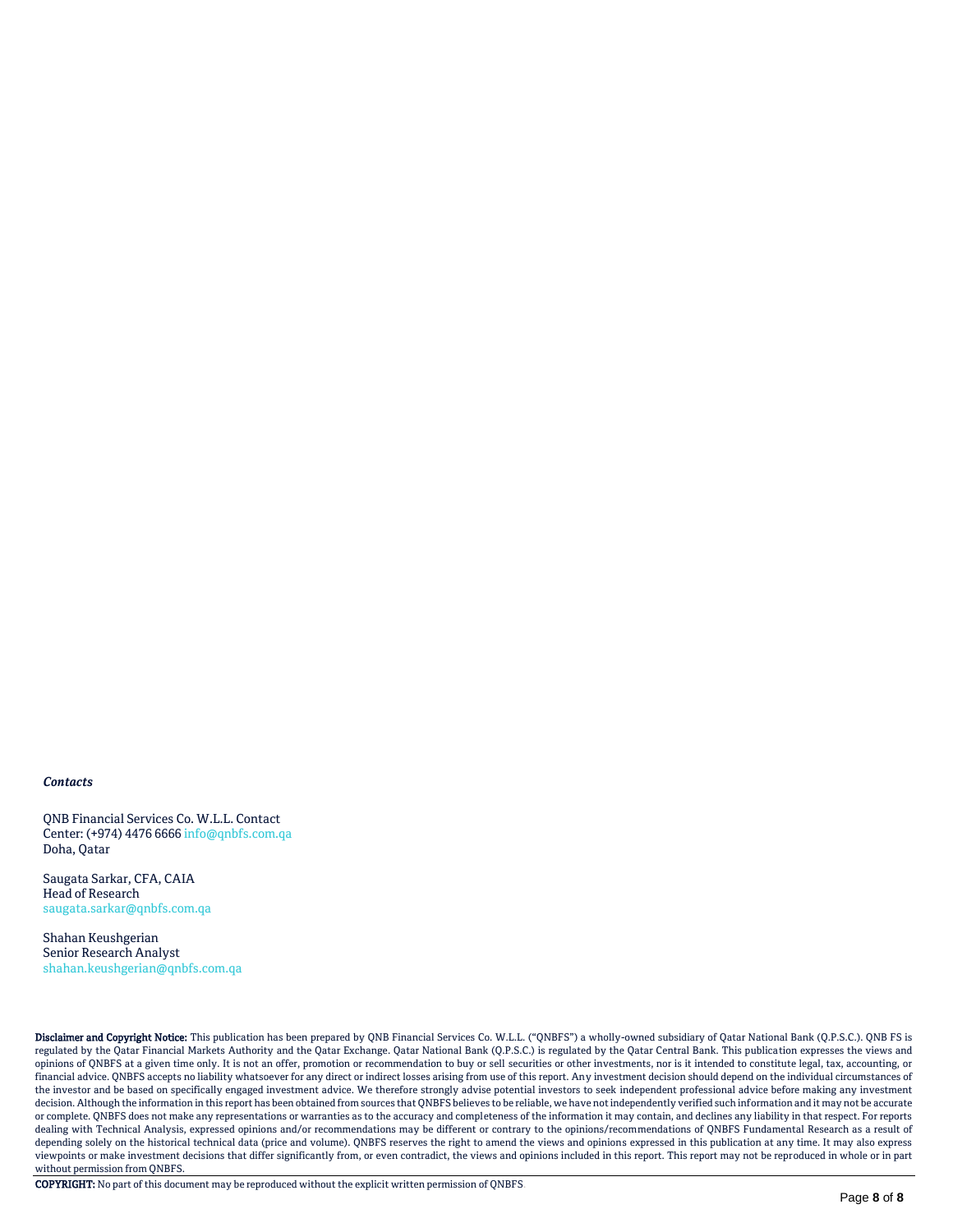***Contacts***

QNB Financial Services Co. W.L.L. Contact
Center: (+974) 4476 6666 info@qnbfs.com.qa
Doha, Qatar

Saugata Sarkar, CFA, CAIA
Head of Research
saugata.sarkar@qnbfs.com.qa

Shahan Keushgerian
Senior Research Analyst
shahan.keushgerian@qnbfs.com.qa

**Disclaimer and Copyright Notice:** This publication has been prepared by QNB Financial Services Co. W.L.L. ("QNBFS") a wholly-owned subsidiary of Qatar National Bank (Q.P.S.C.). QNB FS is regulated by the Qatar Financial Markets Authority and the Qatar Exchange. Qatar National Bank (Q.P.S.C.) is regulated by the Qatar Central Bank. This publication expresses the views and opinions of QNBFS at a given time only. It is not an offer, promotion or recommendation to buy or sell securities or other investments, nor is it intended to constitute legal, tax, accounting, or financial advice. QNBFS accepts no liability whatsoever for any direct or indirect losses arising from use of this report. Any investment decision should depend on the individual circumstances of the investor and be based on specifically engaged investment advice. We therefore strongly advise potential investors to seek independent professional advice before making any investment decision. Although the information in this report has been obtained from sources that QNBFS believes to be reliable, we have not independently verified such information and it may not be accurate or complete. QNBFS does not make any representations or warranties as to the accuracy and completeness of the information it may contain, and declines any liability in that respect. For reports dealing with Technical Analysis, expressed opinions and/or recommendations may be different or contrary to the opinions/recommendations of QNBFS Fundamental Research as a result of depending solely on the historical technical data (price and volume). QNBFS reserves the right to amend the views and opinions expressed in this publication at any time. It may also express viewpoints or make investment decisions that differ significantly from, or even contradict, the views and opinions included in this report. This report may not be reproduced in whole or in part without permission from QNBFS.

**COPYRIGHT:** No part of this document may be reproduced without the explicit written permission of QNBFS